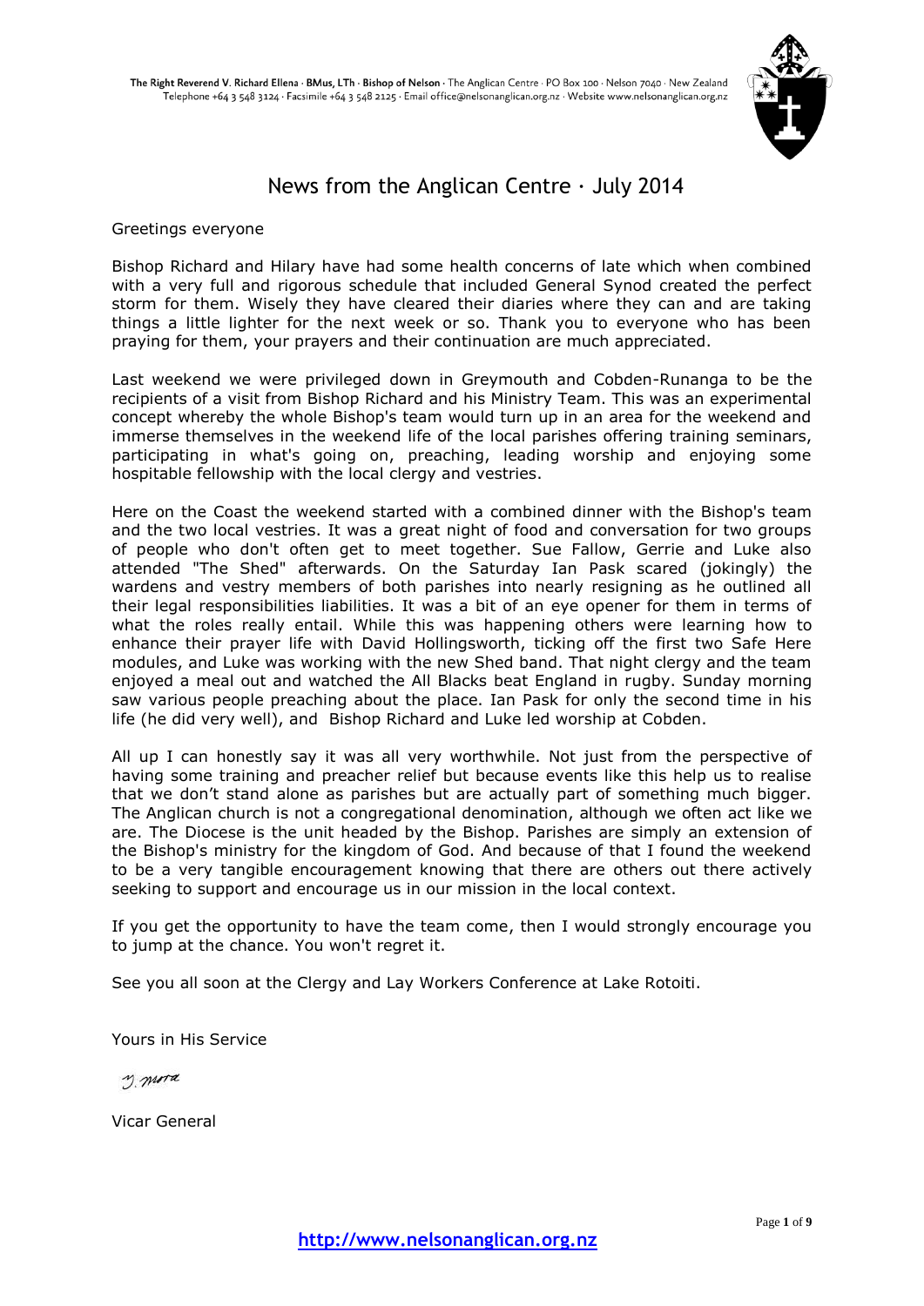The Right Reverend V. Richard Ellena · BMus, LTh · Bishop of Nelson · The Anglican Centre · PO Box 100 · Nelson 7040 · New Zealand
Telephone +64 3 548 3124 · Facsimile +64 3 548 2125 · Email office@nelsonanglican.org.nz · Website www.nelsonanglican.org.nz

# News from the Anglican Centre · July 2014

Greetings everyone

Bishop Richard and Hilary have had some health concerns of late which when combined with a very full and rigorous schedule that included General Synod created the perfect storm for them. Wisely they have cleared their diaries where they can and are taking things a little lighter for the next week or so. Thank you to everyone who has been praying for them, your prayers and their continuation are much appreciated.

Last weekend we were privileged down in Greymouth and Cobden-Runanga to be the recipients of a visit from Bishop Richard and his Ministry Team. This was an experimental concept whereby the whole Bishop's team would turn up in an area for the weekend and immerse themselves in the weekend life of the local parishes offering training seminars, participating in what's going on, preaching, leading worship and enjoying some hospitable fellowship with the local clergy and vestries.

Here on the Coast the weekend started with a combined dinner with the Bishop's team and the two local vestries. It was a great night of food and conversation for two groups of people who don't often get to meet together. Sue Fallow, Gerrie and Luke also attended "The Shed" afterwards. On the Saturday Ian Pask scared (jokingly) the wardens and vestry members of both parishes into nearly resigning as he outlined all their legal responsibilities liabilities. It was a bit of an eye opener for them in terms of what the roles really entail. While this was happening others were learning how to enhance their prayer life with David Hollingsworth, ticking off the first two Safe Here modules, and Luke was working with the new Shed band. That night clergy and the team enjoyed a meal out and watched the All Blacks beat England in rugby. Sunday morning saw various people preaching about the place. Ian Pask for only the second time in his life (he did very well), and Bishop Richard and Luke led worship at Cobden.

All up I can honestly say it was all very worthwhile. Not just from the perspective of having some training and preacher relief but because events like this help us to realise that we don't stand alone as parishes but are actually part of something much bigger. The Anglican church is not a congregational denomination, although we often act like we are. The Diocese is the unit headed by the Bishop. Parishes are simply an extension of the Bishop's ministry for the kingdom of God. And because of that I found the weekend to be a very tangible encouragement knowing that there are others out there actively seeking to support and encourage us in our mission in the local context.

If you get the opportunity to have the team come, then I would strongly encourage you to jump at the chance. You won't regret it.

See you all soon at the Clergy and Lay Workers Conference at Lake Rotoiti.

Yours in His Service

Vicar General

http://www.nelsonanglican.org.nz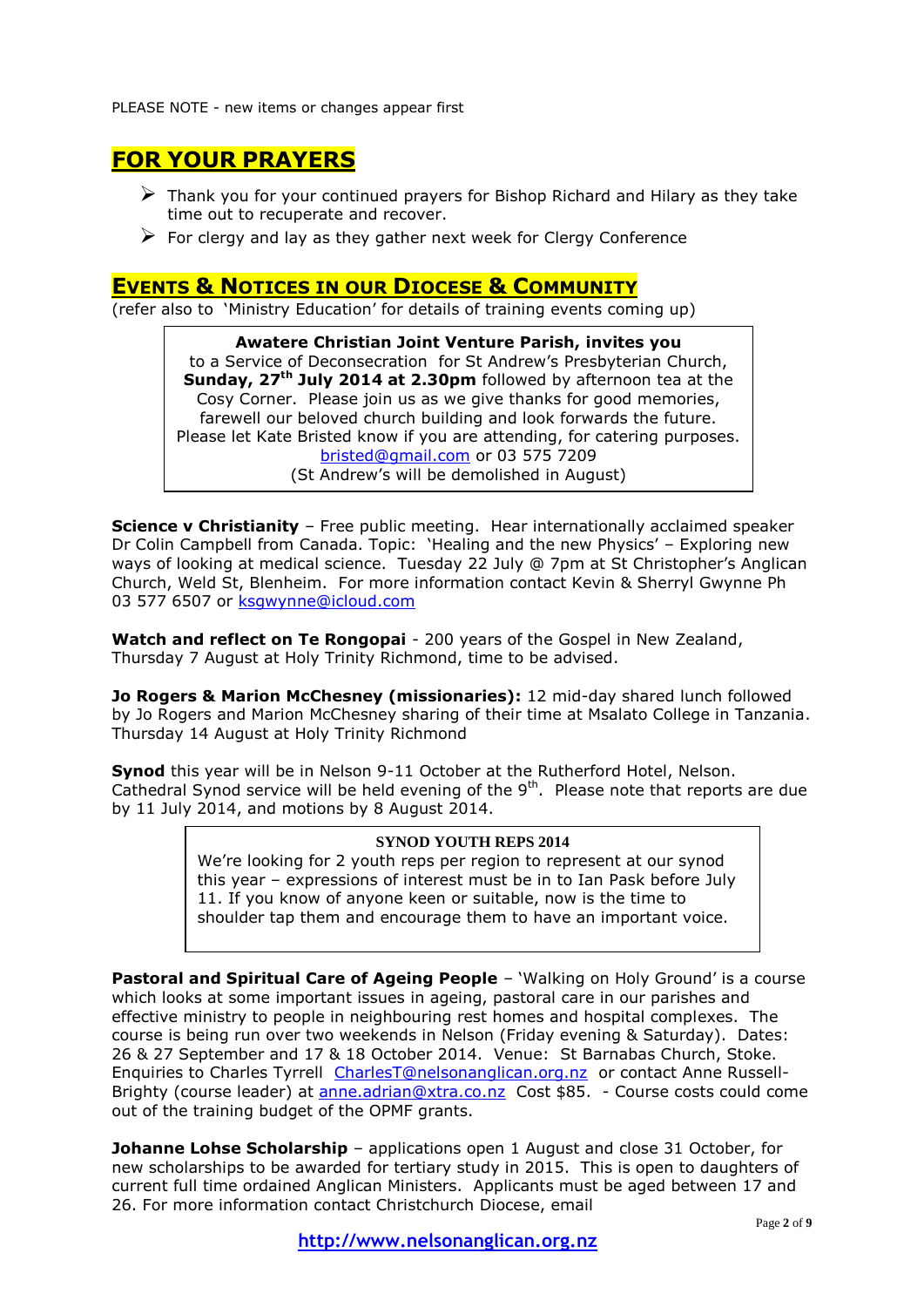PLEASE NOTE - new items or changes appear first

## FOR YOUR PRAYERS

- Thank you for your continued prayers for Bishop Richard and Hilary as they take time out to recuperate and recover.
- For clergy and lay as they gather next week for Clergy Conference

## EVENTS & NOTICES IN OUR DIOCESE & COMMUNITY

(refer also to 'Ministry Education' for details of training events coming up)

> **Awatere Christian Joint Venture Parish, invites you**
> to a Service of Deconsecration for St Andrew's Presbyterian Church, **Sunday, 27th July 2014 at 2.30pm** followed by afternoon tea at the Cosy Corner. Please join us as we give thanks for good memories, farewell our beloved church building and look forwards the future. Please let Kate Bristed know if you are attending, for catering purposes. bristed@gmail.com or 03 575 7209
> (St Andrew's will be demolished in August)

**Science v Christianity** – Free public meeting. Hear internationally acclaimed speaker Dr Colin Campbell from Canada. Topic: 'Healing and the new Physics' – Exploring new ways of looking at medical science. Tuesday 22 July @ 7pm at St Christopher's Anglican Church, Weld St, Blenheim. For more information contact Kevin & Sherryl Gwynne Ph 03 577 6507 or ksgwynne@icloud.com

**Watch and reflect on Te Rongopai** - 200 years of the Gospel in New Zealand, Thursday 7 August at Holy Trinity Richmond, time to be advised.

**Jo Rogers & Marion McChesney (missionaries):** 12 mid-day shared lunch followed by Jo Rogers and Marion McChesney sharing of their time at Msalato College in Tanzania. Thursday 14 August at Holy Trinity Richmond

**Synod** this year will be in Nelson 9-11 October at the Rutherford Hotel, Nelson. Cathedral Synod service will be held evening of the 9th. Please note that reports are due by 11 July 2014, and motions by 8 August 2014.

> **SYNOD YOUTH REPS 2014**
> We're looking for 2 youth reps per region to represent at our synod this year – expressions of interest must be in to Ian Pask before July 11. If you know of anyone keen or suitable, now is the time to shoulder tap them and encourage them to have an important voice.

**Pastoral and Spiritual Care of Ageing People** – 'Walking on Holy Ground' is a course which looks at some important issues in ageing, pastoral care in our parishes and effective ministry to people in neighbouring rest homes and hospital complexes. The course is being run over two weekends in Nelson (Friday evening & Saturday). Dates: 26 & 27 September and 17 & 18 October 2014. Venue: St Barnabas Church, Stoke. Enquiries to Charles Tyrrell CharlesT@nelsonanglican.org.nz or contact Anne Russell-Brighty (course leader) at anne.adrian@xtra.co.nz Cost $85. - Course costs could come out of the training budget of the OPMF grants.

**Johanne Lohse Scholarship** – applications open 1 August and close 31 October, for new scholarships to be awarded for tertiary study in 2015. This is open to daughters of current full time ordained Anglican Ministers. Applicants must be aged between 17 and 26. For more information contact Christchurch Diocese, email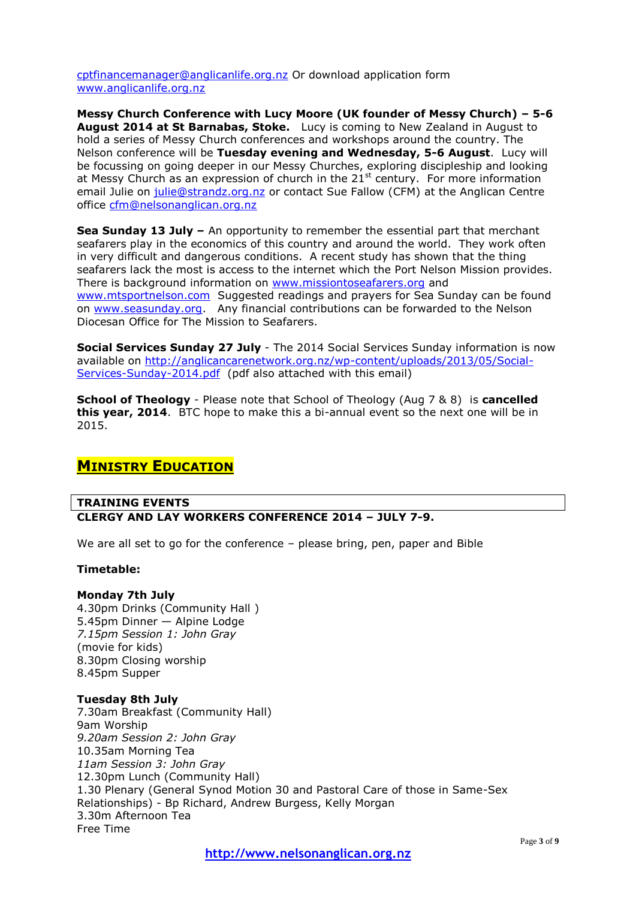cptfinancemanager@anglicanlife.org.nz Or download application form www.anglicanlife.org.nz

**Messy Church Conference with Lucy Moore (UK founder of Messy Church) – 5-6 August 2014 at St Barnabas, Stoke.** Lucy is coming to New Zealand in August to hold a series of Messy Church conferences and workshops around the country. The Nelson conference will be **Tuesday evening and Wednesday, 5-6 August**. Lucy will be focussing on going deeper in our Messy Churches, exploring discipleship and looking at Messy Church as an expression of church in the 21st century. For more information email Julie on julie@strandz.org.nz or contact Sue Fallow (CFM) at the Anglican Centre office cfm@nelsonanglican.org.nz

**Sea Sunday 13 July –** An opportunity to remember the essential part that merchant seafarers play in the economics of this country and around the world. They work often in very difficult and dangerous conditions. A recent study has shown that the thing seafarers lack the most is access to the internet which the Port Nelson Mission provides. There is background information on www.missiontoseafarers.org and www.mtsportnelson.com Suggested readings and prayers for Sea Sunday can be found on www.seasunday.org. Any financial contributions can be forwarded to the Nelson Diocesan Office for The Mission to Seafarers.

**Social Services Sunday 27 July** - The 2014 Social Services Sunday information is now available on http://anglicancarenetwork.org.nz/wp-content/uploads/2013/05/Social-Services-Sunday-2014.pdf (pdf also attached with this email)

**School of Theology** - Please note that School of Theology (Aug 7 & 8) is **cancelled this year, 2014**. BTC hope to make this a bi-annual event so the next one will be in 2015.

## Ministry Education

### TRAINING EVENTS

**CLERGY AND LAY WORKERS CONFERENCE 2014 – JULY 7-9.**

We are all set to go for the conference – please bring, pen, paper and Bible

**Timetable:**

**Monday 7th July**
4.30pm Drinks (Community Hall )
5.45pm Dinner — Alpine Lodge
*7.15pm Session 1: John Gray*
(movie for kids)
8.30pm Closing worship
8.45pm Supper

**Tuesday 8th July**
7.30am Breakfast (Community Hall)
9am Worship
*9.20am Session 2: John Gray*
10.35am Morning Tea
*11am Session 3: John Gray*
12.30pm Lunch (Community Hall)
1.30 Plenary (General Synod Motion 30 and Pastoral Care of those in Same-Sex Relationships) - Bp Richard, Andrew Burgess, Kelly Morgan
3.30m Afternoon Tea
Free Time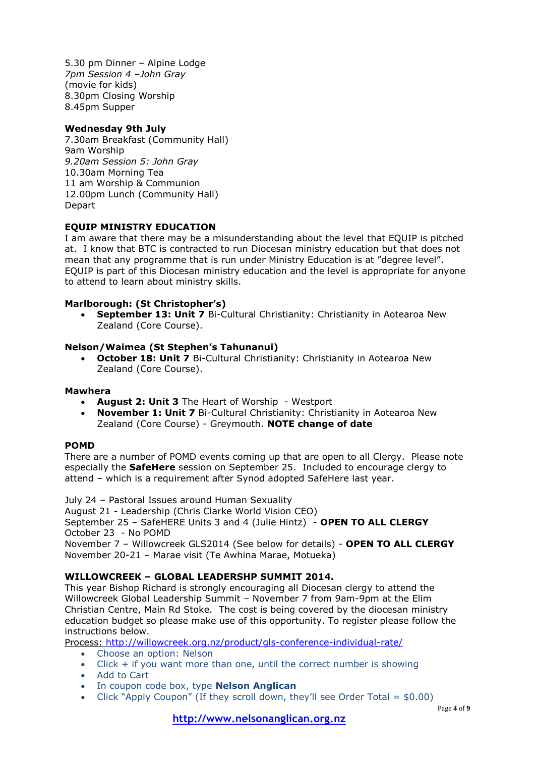5.30 pm Dinner – Alpine Lodge
*7pm Session 4 –John Gray*
(movie for kids)
8.30pm Closing Worship
8.45pm Supper

**Wednesday 9th July**
7.30am Breakfast (Community Hall)
9am Worship
*9.20am Session 5: John Gray*
10.30am Morning Tea
11 am Worship & Communion
12.00pm Lunch (Community Hall)
Depart

**EQUIP MINISTRY EDUCATION**
I am aware that there may be a misunderstanding about the level that EQUIP is pitched at. I know that BTC is contracted to run Diocesan ministry education but that does not mean that any programme that is run under Ministry Education is at "degree level". EQUIP is part of this Diocesan ministry education and the level is appropriate for anyone to attend to learn about ministry skills.

**Marlborough: (St Christopher's)**

- **September 13: Unit 7** Bi-Cultural Christianity: Christianity in Aotearoa New Zealand (Core Course).

**Nelson/Waimea (St Stephen's Tahunanui)**

- **October 18: Unit 7** Bi-Cultural Christianity: Christianity in Aotearoa New Zealand (Core Course).

**Mawhera**

- **August 2: Unit 3** The Heart of Worship - Westport
- **November 1: Unit 7** Bi-Cultural Christianity: Christianity in Aotearoa New Zealand (Core Course) - Greymouth. **NOTE change of date**

**POMD**
There are a number of POMD events coming up that are open to all Clergy. Please note especially the **SafeHere** session on September 25. Included to encourage clergy to attend – which is a requirement after Synod adopted SafeHere last year.

July 24 – Pastoral Issues around Human Sexuality
August 21 - Leadership (Chris Clarke World Vision CEO)
September 25 – SafeHERE Units 3 and 4 (Julie Hintz) - **OPEN TO ALL CLERGY**
October 23 - No POMD
November 7 – Willowcreek GLS2014 (See below for details) - **OPEN TO ALL CLERGY**
November 20-21 – Marae visit (Te Awhina Marae, Motueka)

**WILLOWCREEK – GLOBAL LEADERSHP SUMMIT 2014.**
This year Bishop Richard is strongly encouraging all Diocesan clergy to attend the Willowcreek Global Leadership Summit – November 7 from 9am-9pm at the Elim Christian Centre, Main Rd Stoke. The cost is being covered by the diocesan ministry education budget so please make use of this opportunity. To register please follow the instructions below.
Process: http://willowcreek.org.nz/product/gls-conference-individual-rate/

- Choose an option: Nelson
- Click + if you want more than one, until the correct number is showing
- Add to Cart
- In coupon code box, type **Nelson Anglican**
- Click "Apply Coupon" (If they scroll down, they'll see Order Total = $0.00)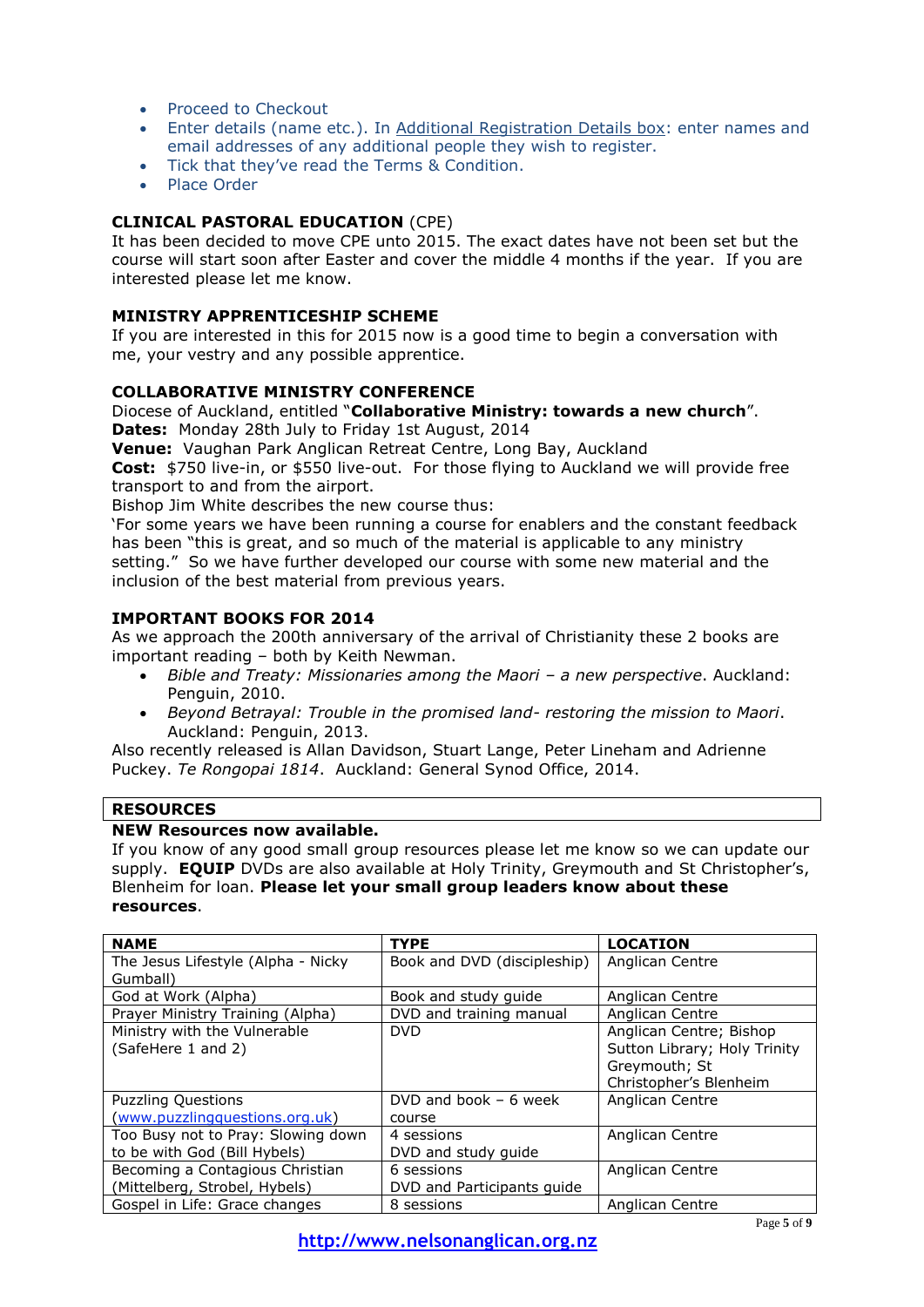- Proceed to Checkout
- Enter details (name etc.). In Additional Registration Details box: enter names and email addresses of any additional people they wish to register.
- Tick that they've read the Terms & Condition.
- Place Order

**CLINICAL PASTORAL EDUCATION** (CPE)

It has been decided to move CPE unto 2015. The exact dates have not been set but the course will start soon after Easter and cover the middle 4 months if the year. If you are interested please let me know.

**MINISTRY APPRENTICESHIP SCHEME**

If you are interested in this for 2015 now is a good time to begin a conversation with me, your vestry and any possible apprentice.

**COLLABORATIVE MINISTRY CONFERENCE**

Diocese of Auckland, entitled "**Collaborative Ministry: towards a new church**".
**Dates:** Monday 28th July to Friday 1st August, 2014
**Venue:** Vaughan Park Anglican Retreat Centre, Long Bay, Auckland
**Cost:** $750 live-in, or $550 live-out. For those flying to Auckland we will provide free transport to and from the airport.
Bishop Jim White describes the new course thus:
'For some years we have been running a course for enablers and the constant feedback has been "this is great, and so much of the material is applicable to any ministry setting." So we have further developed our course with some new material and the inclusion of the best material from previous years.

**IMPORTANT BOOKS FOR 2014**

As we approach the 200th anniversary of the arrival of Christianity these 2 books are important reading – both by Keith Newman.

- *Bible and Treaty: Missionaries among the Maori – a new perspective*. Auckland: Penguin, 2010.
- *Beyond Betrayal: Trouble in the promised land- restoring the mission to Maori*. Auckland: Penguin, 2013.

Also recently released is Allan Davidson, Stuart Lange, Peter Lineham and Adrienne Puckey. *Te Rongopai 1814*. Auckland: General Synod Office, 2014.

**RESOURCES**

**NEW Resources now available.**

If you know of any good small group resources please let me know so we can update our supply. **EQUIP** DVDs are also available at Holy Trinity, Greymouth and St Christopher's, Blenheim for loan. **Please let your small group leaders know about these resources**.

| NAME | TYPE | LOCATION |
|---|---|---|
| The Jesus Lifestyle (Alpha - Nicky Gumball) | Book and DVD (discipleship) | Anglican Centre |
| God at Work (Alpha) | Book and study guide | Anglican Centre |
| Prayer Ministry Training (Alpha) | DVD and training manual | Anglican Centre |
| Ministry with the Vulnerable (SafeHere 1 and 2) | DVD | Anglican Centre; Bishop Sutton Library; Holy Trinity Greymouth; St Christopher's Blenheim |
| Puzzling Questions (www.puzzlingquestions.org.uk) | DVD and book – 6 week course | Anglican Centre |
| Too Busy not to Pray: Slowing down to be with God (Bill Hybels) | 4 sessions DVD and study guide | Anglican Centre |
| Becoming a Contagious Christian (Mittelberg, Strobel, Hybels) | 6 sessions DVD and Participants guide | Anglican Centre |
| Gospel in Life: Grace changes | 8 sessions | Anglican Centre |

http://www.nelsonanglican.org.nz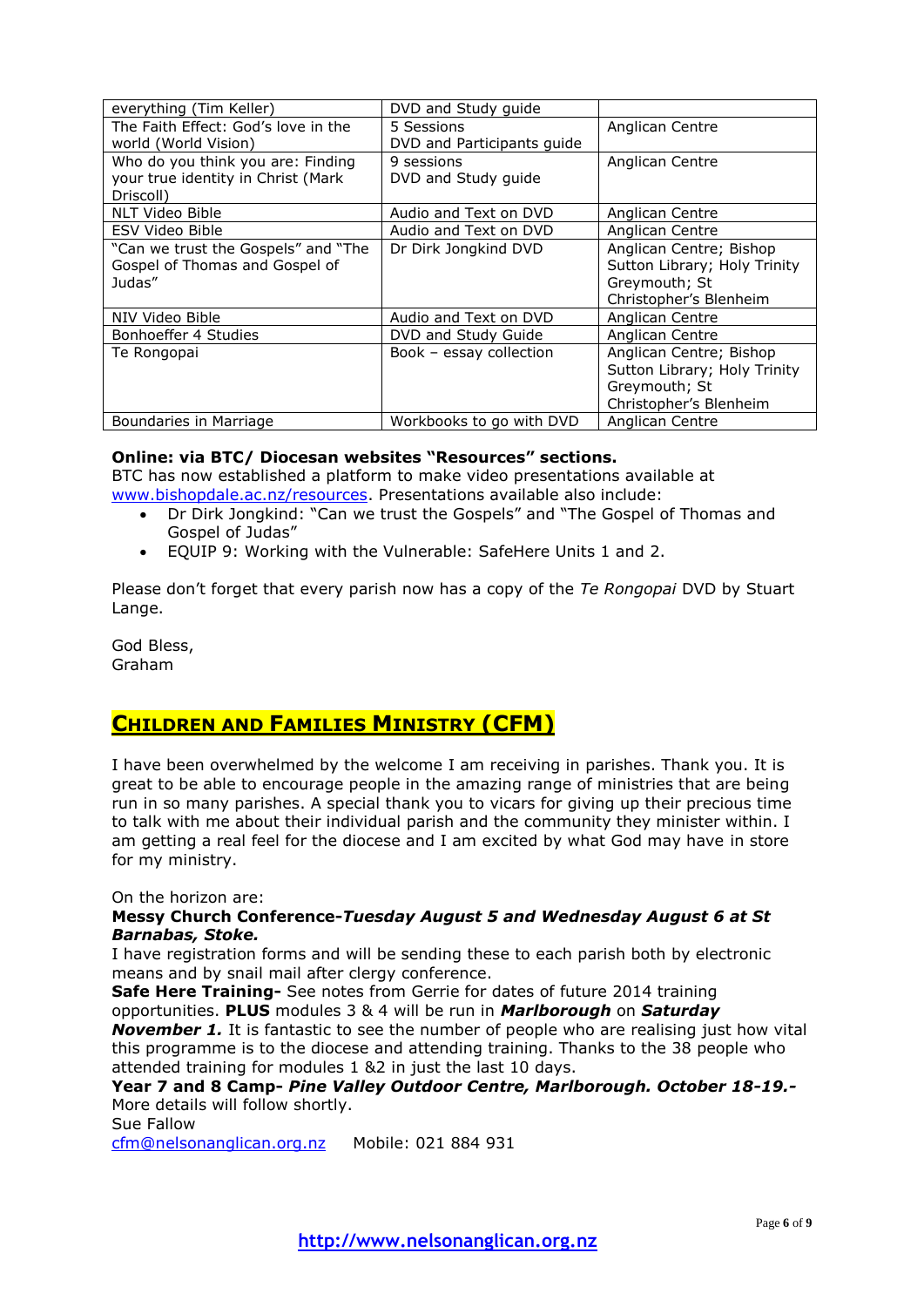| everything (Tim Keller) | DVD and Study guide | |
|---|---|---|
| The Faith Effect: God's love in the world (World Vision) | 5 Sessions DVD and Participants guide | Anglican Centre |
| Who do you think you are: Finding your true identity in Christ (Mark Driscoll) | 9 sessions DVD and Study guide | Anglican Centre |
| NLT Video Bible | Audio and Text on DVD | Anglican Centre |
| ESV Video Bible | Audio and Text on DVD | Anglican Centre |
| "Can we trust the Gospels" and "The Gospel of Thomas and Gospel of Judas" | Dr Dirk Jongkind DVD | Anglican Centre; Bishop Sutton Library; Holy Trinity Greymouth; St Christopher's Blenheim |
| NIV Video Bible | Audio and Text on DVD | Anglican Centre |
| Bonhoeffer 4 Studies | DVD and Study Guide | Anglican Centre |
| Te Rongopai | Book – essay collection | Anglican Centre; Bishop Sutton Library; Holy Trinity Greymouth; St Christopher's Blenheim |
| Boundaries in Marriage | Workbooks to go with DVD | Anglican Centre |

**Online: via BTC/ Diocesan websites "Resources" sections.**

BTC has now established a platform to make video presentations available at www.bishopdale.ac.nz/resources. Presentations available also include:

- Dr Dirk Jongkind: "Can we trust the Gospels" and "The Gospel of Thomas and Gospel of Judas"
- EQUIP 9: Working with the Vulnerable: SafeHere Units 1 and 2.

Please don't forget that every parish now has a copy of the *Te Rongopai* DVD by Stuart Lange.

God Bless,
Graham

## CHILDREN AND FAMILIES MINISTRY (CFM)

I have been overwhelmed by the welcome I am receiving in parishes. Thank you. It is great to be able to encourage people in the amazing range of ministries that are being run in so many parishes. A special thank you to vicars for giving up their precious time to talk with me about their individual parish and the community they minister within. I am getting a real feel for the diocese and I am excited by what God may have in store for my ministry.

On the horizon are:

**Messy Church Conference-*Tuesday August 5 and Wednesday August 6 at St Barnabas, Stoke.***

I have registration forms and will be sending these to each parish both by electronic means and by snail mail after clergy conference.

**Safe Here Training-** See notes from Gerrie for dates of future 2014 training opportunities. **PLUS** modules 3 & 4 will be run in ***Marlborough*** on ***Saturday November 1.*** It is fantastic to see the number of people who are realising just how vital this programme is to the diocese and attending training. Thanks to the 38 people who attended training for modules 1 &2 in just the last 10 days.

**Year 7 and 8 Camp- *Pine Valley Outdoor Centre, Marlborough. October 18-19.-*** More details will follow shortly.

Sue Fallow
cfm@nelsonanglican.org.nz Mobile: 021 884 931

http://www.nelsonanglican.org.nz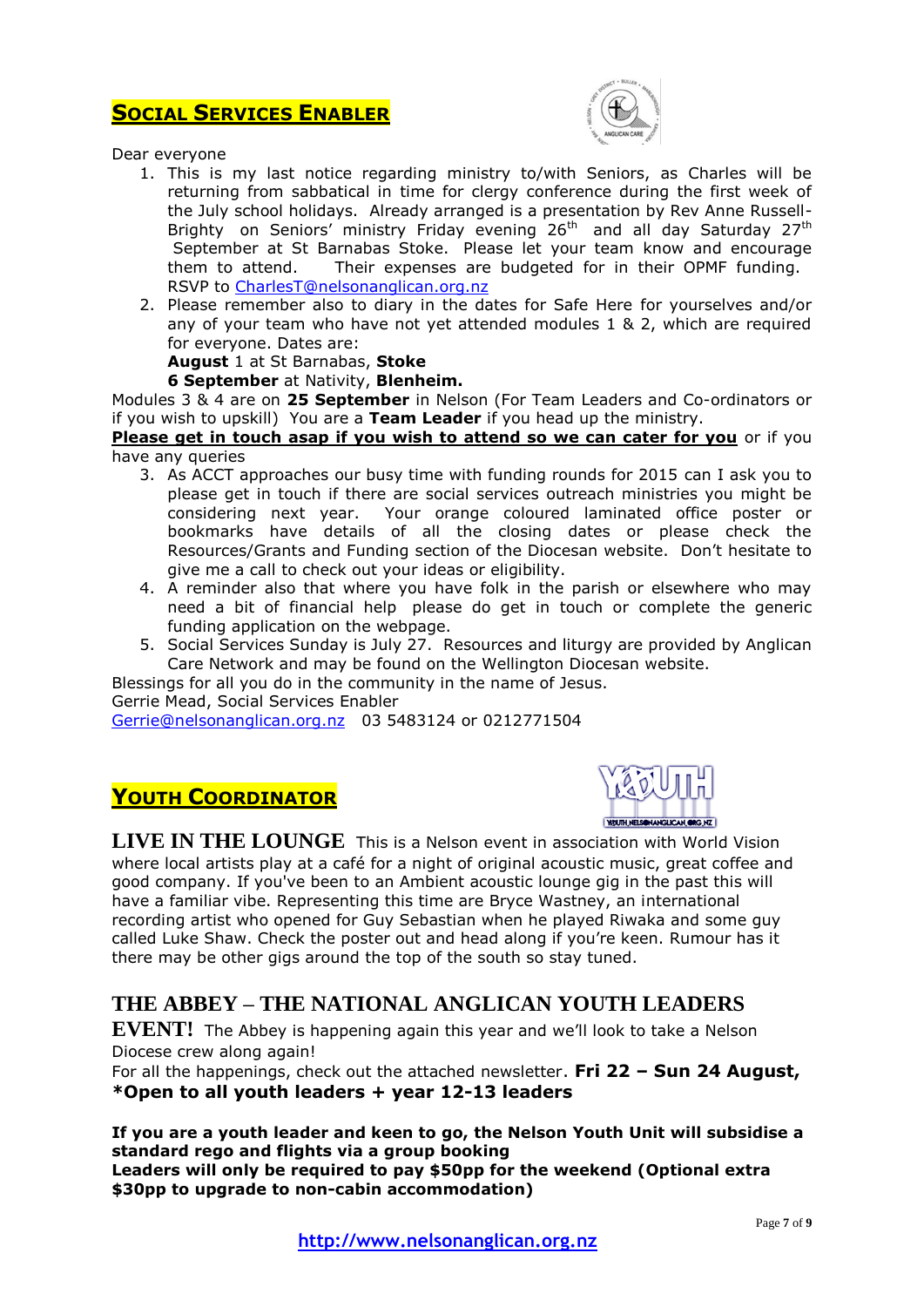## **Social Services Enabler**

Dear everyone

1. This is my last notice regarding ministry to/with Seniors, as Charles will be returning from sabbatical in time for clergy conference during the first week of the July school holidays. Already arranged is a presentation by Rev Anne Russell-Brighty on Seniors' ministry Friday evening 26th and all day Saturday 27th September at St Barnabas Stoke. Please let your team know and encourage them to attend. Their expenses are budgeted for in their OPMF funding. RSVP to CharlesT@nelsonanglican.org.nz
2. Please remember also to diary in the dates for Safe Here for yourselves and/or any of your team who have not yet attended modules 1 & 2, which are required for everyone. Dates are:
   **August** 1 at St Barnabas, **Stoke**
   **6 September** at Nativity, **Blenheim.**

Modules 3 & 4 are on **25 September** in Nelson (For Team Leaders and Co-ordinators or if you wish to upskill) You are a **Team Leader** if you head up the ministry.

**Please get in touch asap if you wish to attend so we can cater for you** or if you have any queries

3. As ACCT approaches our busy time with funding rounds for 2015 can I ask you to please get in touch if there are social services outreach ministries you might be considering next year. Your orange coloured laminated office poster or bookmarks have details of all the closing dates or please check the Resources/Grants and Funding section of the Diocesan website. Don't hesitate to give me a call to check out your ideas or eligibility.
4. A reminder also that where you have folk in the parish or elsewhere who may need a bit of financial help please do get in touch or complete the generic funding application on the webpage.
5. Social Services Sunday is July 27. Resources and liturgy are provided by Anglican Care Network and may be found on the Wellington Diocesan website.

Blessings for all you do in the community in the name of Jesus.
Gerrie Mead, Social Services Enabler
Gerrie@nelsonanglican.org.nz 03 5483124 or 0212771504

## **Youth Coordinator**

**LIVE IN THE LOUNGE** This is a Nelson event in association with World Vision where local artists play at a café for a night of original acoustic music, great coffee and good company. If you've been to an Ambient acoustic lounge gig in the past this will have a familiar vibe. Representing this time are Bryce Wastney, an international recording artist who opened for Guy Sebastian when he played Riwaka and some guy called Luke Shaw. Check the poster out and head along if you're keen. Rumour has it there may be other gigs around the top of the south so stay tuned.

**THE ABBEY – THE NATIONAL ANGLICAN YOUTH LEADERS EVENT!** The Abbey is happening again this year and we'll look to take a Nelson Diocese crew along again!
For all the happenings, check out the attached newsletter. **Fri 22 – Sun 24 August, *Open to all youth leaders + year 12-13 leaders**

**If you are a youth leader and keen to go, the Nelson Youth Unit will subsidise a standard rego and flights via a group booking**
**Leaders will only be required to pay $50pp for the weekend (Optional extra $30pp to upgrade to non-cabin accommodation)**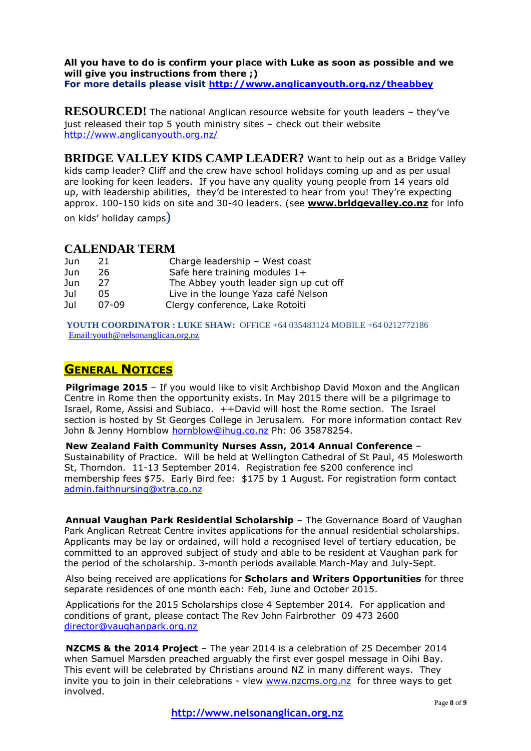**All you have to do is confirm your place with Luke as soon as possible and we will give you instructions from there ;)**
**For more details please visit [http://www.anglicanyouth.org.nz/theabbey](http://www.anglicanyouth.org.nz/theabbey)**

**RESOURCED!** The national Anglican resource website for youth leaders – they've just released their top 5 youth ministry sites – check out their website http://www.anglicanyouth.org.nz/

**BRIDGE VALLEY KIDS CAMP LEADER?** Want to help out as a Bridge Valley kids camp leader? Cliff and the crew have school holidays coming up and as per usual are looking for keen leaders. If you have any quality young people from 14 years old up, with leadership abilities, they'd be interested to hear from you! They're expecting approx. 100-150 kids on site and 30-40 leaders. (see **www.bridgevalley.co.nz** for info on kids' holiday camps)

## CALENDAR TERM

| | | |
|---|---|---|
| Jun | 21 | Charge leadership – West coast |
| Jun | 26 | Safe here training modules 1+ |
| Jun | 27 | The Abbey youth leader sign up cut off |
| Jul | 05 | Live in the lounge Yaza café Nelson |
| Jul | 07-09 | Clergy conference, Lake Rotoiti |

**YOUTH COORDINATOR : LUKE SHAW:** OFFICE +64 035483124 MOBILE +64 0212772186
Email:youth@nelsonanglican.org.nz

## GENERAL NOTICES

**Pilgrimage 2015** – If you would like to visit Archbishop David Moxon and the Anglican Centre in Rome then the opportunity exists. In May 2015 there will be a pilgrimage to Israel, Rome, Assisi and Subiaco. ++David will host the Rome section. The Israel section is hosted by St Georges College in Jerusalem. For more information contact Rev John & Jenny Hornblow hornblow@ihug.co.nz Ph: 06 35878254.

**New Zealand Faith Community Nurses Assn, 2014 Annual Conference** – Sustainability of Practice. Will be held at Wellington Cathedral of St Paul, 45 Molesworth St, Thorndon. 11-13 September 2014. Registration fee $200 conference incl membership fees $75. Early Bird fee: $175 by 1 August. For registration form contact admin.faithnursing@xtra.co.nz

**Annual Vaughan Park Residential Scholarship** – The Governance Board of Vaughan Park Anglican Retreat Centre invites applications for the annual residential scholarships. Applicants may be lay or ordained, will hold a recognised level of tertiary education, be committed to an approved subject of study and able to be resident at Vaughan park for the period of the scholarship. 3-month periods available March-May and July-Sept.

Also being received are applications for **Scholars and Writers Opportunities** for three separate residences of one month each: Feb, June and October 2015.

Applications for the 2015 Scholarships close 4 September 2014. For application and conditions of grant, please contact The Rev John Fairbrother 09 473 2600 director@vaughanpark.org.nz

**NZCMS & the 2014 Project** – The year 2014 is a celebration of 25 December 2014 when Samuel Marsden preached arguably the first ever gospel message in Oihi Bay. This event will be celebrated by Christians around NZ in many different ways. They invite you to join in their celebrations - view www.nzcms.org.nz for three ways to get involved.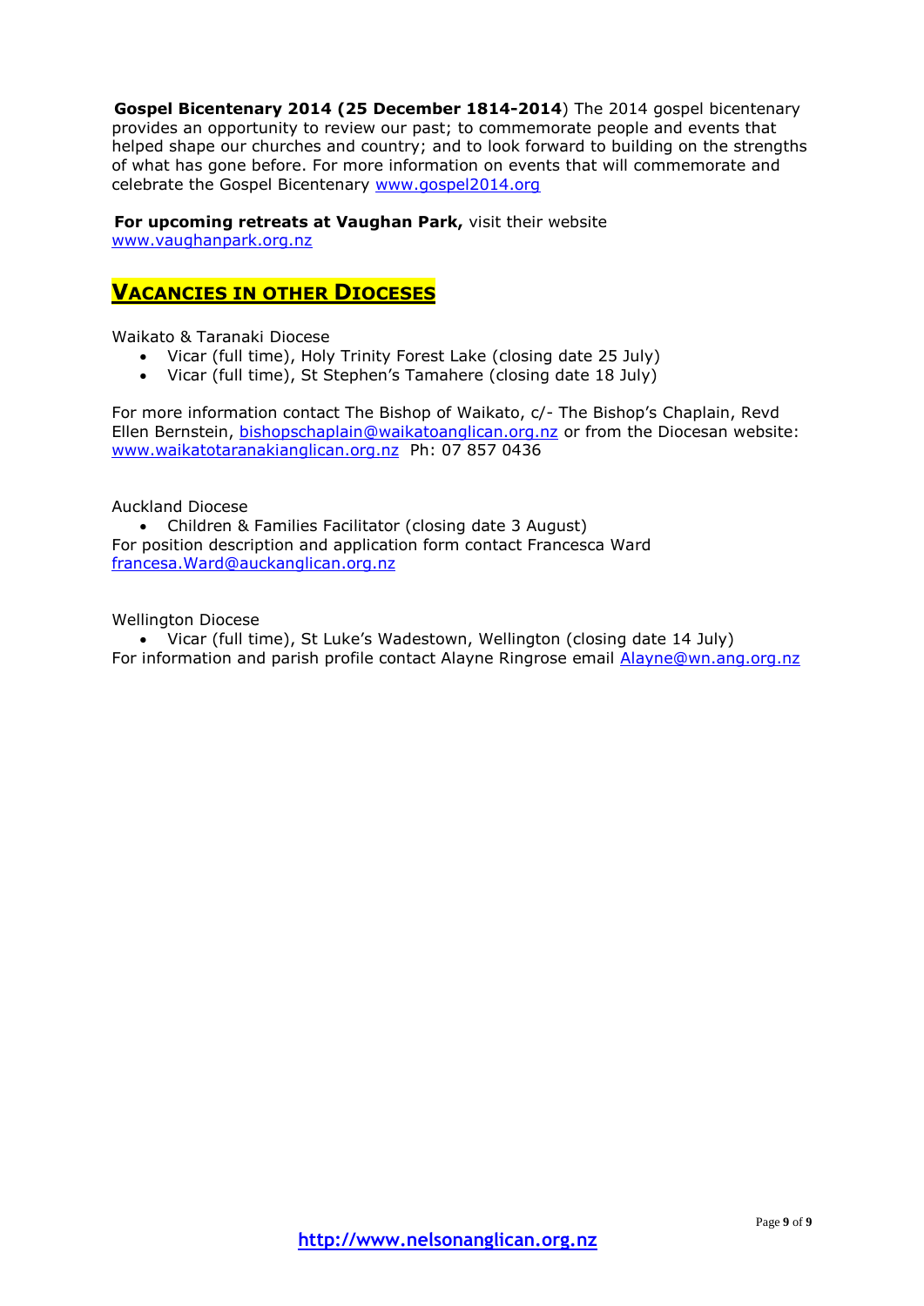**Gospel Bicentenary 2014 (25 December 1814-2014**) The 2014 gospel bicentenary provides an opportunity to review our past; to commemorate people and events that helped shape our churches and country; and to look forward to building on the strengths of what has gone before. For more information on events that will commemorate and celebrate the Gospel Bicentenary www.gospel2014.org

**For upcoming retreats at Vaughan Park,** visit their website www.vaughanpark.org.nz

## VACANCIES IN OTHER DIOCESES

Waikato & Taranaki Diocese

- Vicar (full time), Holy Trinity Forest Lake (closing date 25 July)
- Vicar (full time), St Stephen's Tamahere (closing date 18 July)

For more information contact The Bishop of Waikato, c/- The Bishop's Chaplain, Revd Ellen Bernstein, bishopschaplain@waikatoanglican.org.nz or from the Diocesan website: www.waikatotaranakianglican.org.nz Ph: 07 857 0436

Auckland Diocese

- Children & Families Facilitator (closing date 3 August)

For position description and application form contact Francesca Ward francesa.Ward@auckanglican.org.nz

Wellington Diocese

- Vicar (full time), St Luke's Wadestown, Wellington (closing date 14 July)

For information and parish profile contact Alayne Ringrose email Alayne@wn.ang.org.nz

**http://www.nelsonanglican.org.nz**